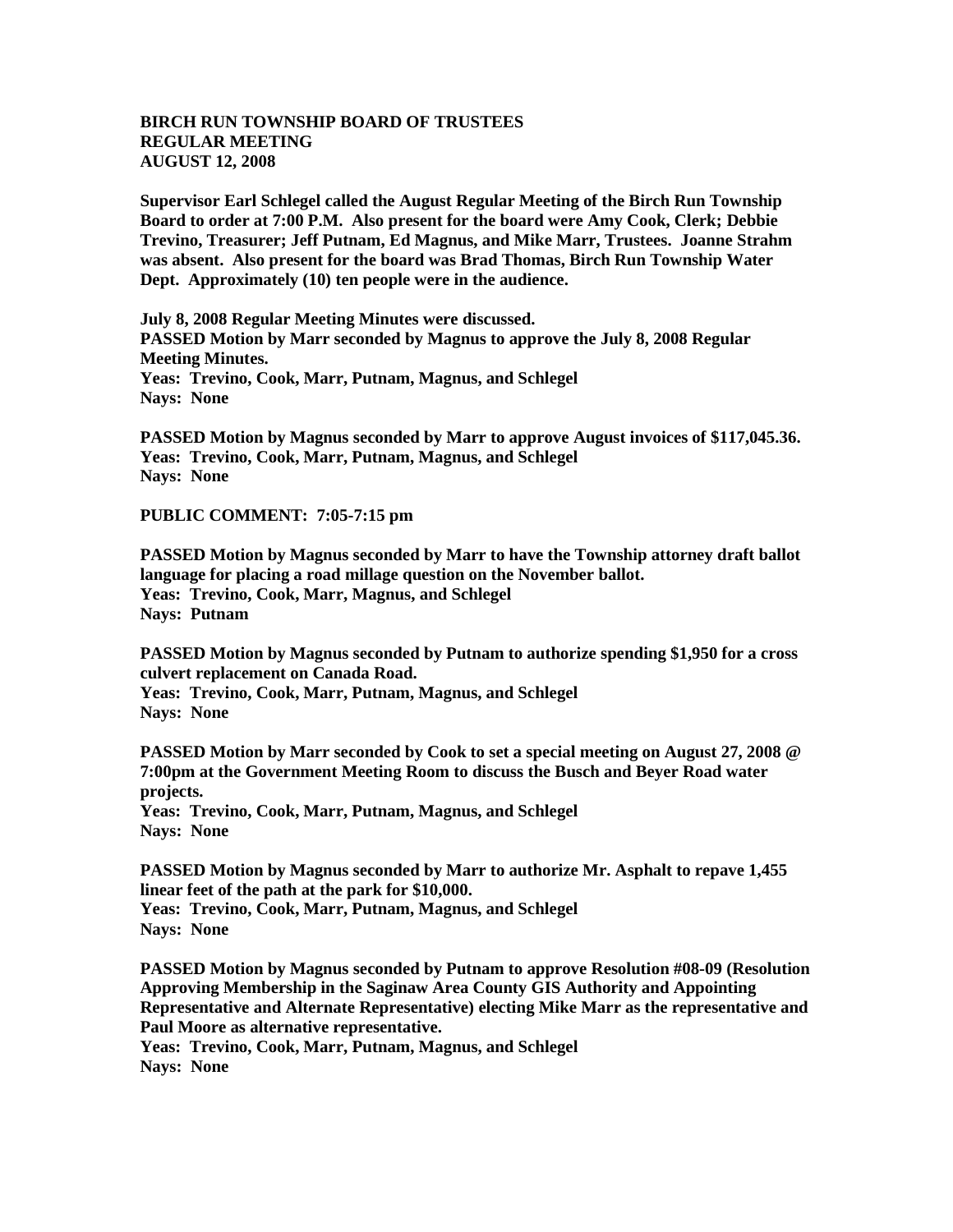**BIRCH RUN TOWNSHIP BOARD OF TRUSTEES**
**REGULAR MEETING**
**AUGUST 12, 2008**

**Supervisor Earl Schlegel called the August Regular Meeting of the Birch Run Township Board to order at 7:00 P.M. Also present for the board were Amy Cook, Clerk; Debbie Trevino, Treasurer; Jeff Putnam, Ed Magnus, and Mike Marr, Trustees. Joanne Strahm was absent. Also present for the board was Brad Thomas, Birch Run Township Water Dept. Approximately (10) ten people were in the audience.**

**July 8, 2008 Regular Meeting Minutes were discussed.**
**PASSED Motion by Marr seconded by Magnus to approve the July 8, 2008 Regular Meeting Minutes.**
**Yeas: Trevino, Cook, Marr, Putnam, Magnus, and Schlegel**
**Nays: None**

**PASSED Motion by Magnus seconded by Marr to approve August invoices of $117,045.36.**
**Yeas: Trevino, Cook, Marr, Putnam, Magnus, and Schlegel**
**Nays: None**

**PUBLIC COMMENT: 7:05-7:15 pm**

**PASSED Motion by Magnus seconded by Marr to have the Township attorney draft ballot language for placing a road millage question on the November ballot.**
**Yeas: Trevino, Cook, Marr, Magnus, and Schlegel**
**Nays: Putnam**

**PASSED Motion by Magnus seconded by Putnam to authorize spending $1,950 for a cross culvert replacement on Canada Road.**
**Yeas: Trevino, Cook, Marr, Putnam, Magnus, and Schlegel**
**Nays: None**

**PASSED Motion by Marr seconded by Cook to set a special meeting on August 27, 2008 @ 7:00pm at the Government Meeting Room to discuss the Busch and Beyer Road water projects.**
**Yeas: Trevino, Cook, Marr, Putnam, Magnus, and Schlegel**
**Nays: None**

**PASSED Motion by Magnus seconded by Marr to authorize Mr. Asphalt to repave 1,455 linear feet of the path at the park for $10,000.**
**Yeas: Trevino, Cook, Marr, Putnam, Magnus, and Schlegel**
**Nays: None**

**PASSED Motion by Magnus seconded by Putnam to approve Resolution #08-09 (Resolution Approving Membership in the Saginaw Area County GIS Authority and Appointing Representative and Alternate Representative) electing Mike Marr as the representative and Paul Moore as alternative representative.**
**Yeas: Trevino, Cook, Marr, Putnam, Magnus, and Schlegel**
**Nays: None**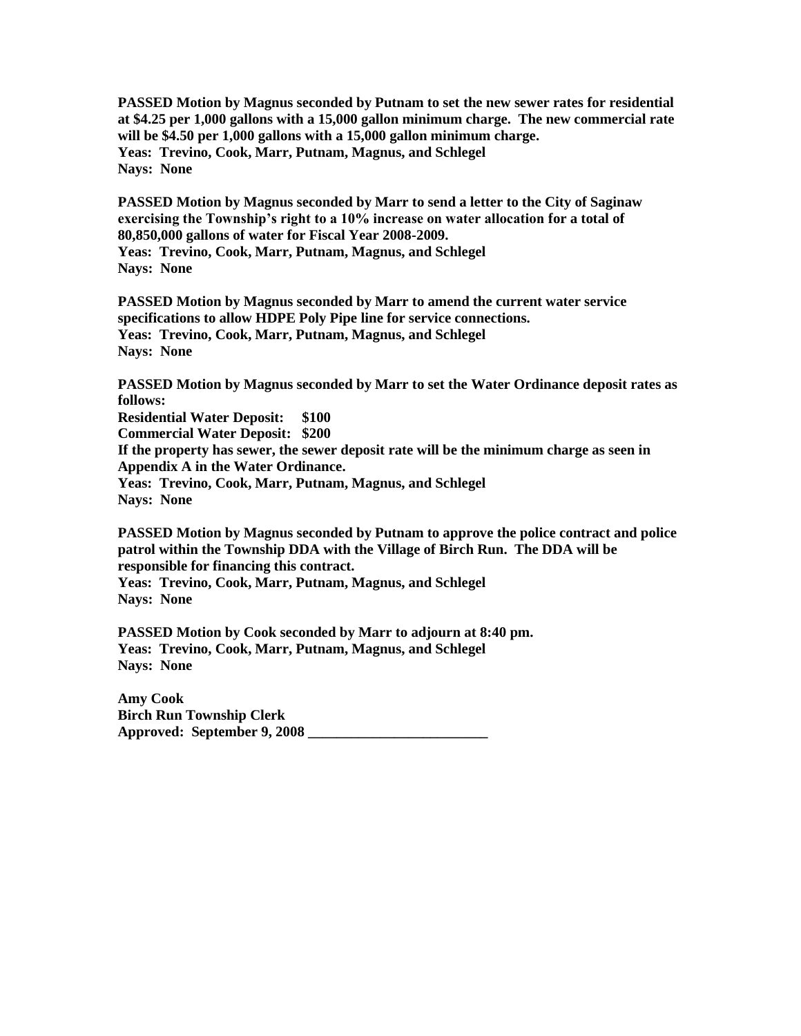**PASSED Motion by Magnus seconded by Putnam to set the new sewer rates for residential at $4.25 per 1,000 gallons with a 15,000 gallon minimum charge. The new commercial rate will be $4.50 per 1,000 gallons with a 15,000 gallon minimum charge.**
**Yeas: Trevino, Cook, Marr, Putnam, Magnus, and Schlegel**
**Nays: None**

**PASSED Motion by Magnus seconded by Marr to send a letter to the City of Saginaw exercising the Township's right to a 10% increase on water allocation for a total of 80,850,000 gallons of water for Fiscal Year 2008-2009.**
**Yeas: Trevino, Cook, Marr, Putnam, Magnus, and Schlegel**
**Nays: None**

**PASSED Motion by Magnus seconded by Marr to amend the current water service specifications to allow HDPE Poly Pipe line for service connections.**
**Yeas: Trevino, Cook, Marr, Putnam, Magnus, and Schlegel**
**Nays: None**

**PASSED Motion by Magnus seconded by Marr to set the Water Ordinance deposit rates as follows:**
**Residential Water Deposit: $100**
**Commercial Water Deposit: $200**
**If the property has sewer, the sewer deposit rate will be the minimum charge as seen in Appendix A in the Water Ordinance.**
**Yeas: Trevino, Cook, Marr, Putnam, Magnus, and Schlegel**
**Nays: None**

**PASSED Motion by Magnus seconded by Putnam to approve the police contract and police patrol within the Township DDA with the Village of Birch Run. The DDA will be responsible for financing this contract.**
**Yeas: Trevino, Cook, Marr, Putnam, Magnus, and Schlegel**
**Nays: None**

**PASSED Motion by Cook seconded by Marr to adjourn at 8:40 pm.**
**Yeas: Trevino, Cook, Marr, Putnam, Magnus, and Schlegel**
**Nays: None**

**Amy Cook**
**Birch Run Township Clerk**
**Approved: September 9, 2008 _________________________**